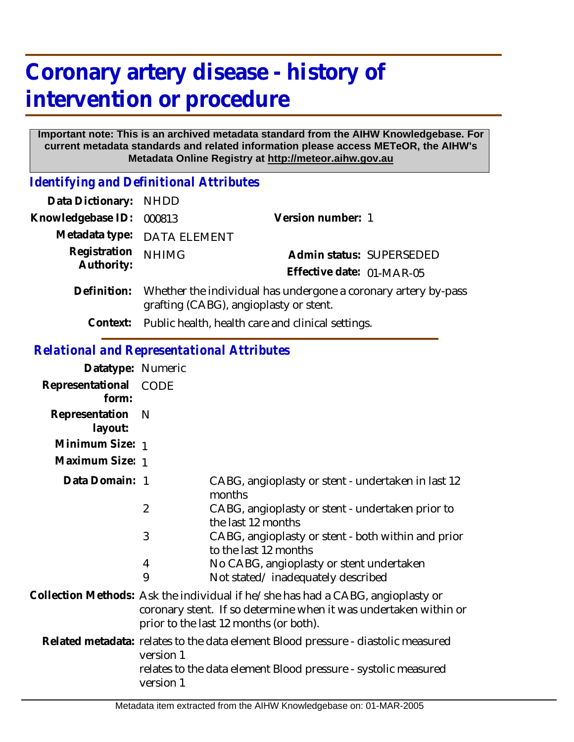# Coronary artery disease - history of intervention or procedure

**Important note: This is an archived metadata standard from the AIHW Knowledgebase. For current metadata standards and related information please access METeOR, the AIHW's Metadata Online Registry at http://meteor.aihw.gov.au**

## *Identifying and Definitional Attributes*

**Data Dictionary:** NHDD

**Knowledgebase ID:** 000813

**Version number:** 1

**Metadata type:** DATA ELEMENT

**Registration Authority:** NHIMG

**Admin status:** SUPERSEDED

**Effective date:** 01-MAR-05

**Definition:** Whether the individual has undergone a coronary artery by-pass grafting (CABG), angioplasty or stent.

**Context:** Public health, health care and clinical settings.

## *Relational and Representational Attributes*

**Datatype:** Numeric

**Representational form:** CODE

**Representation layout:** N

**Minimum Size:** 1

**Maximum Size:** 1

**Data Domain:**

| Code | Description |
|---|---|
| 1 | CABG, angioplasty or stent - undertaken in last 12 months |
| 2 | CABG, angioplasty or stent - undertaken prior to the last 12 months |
| 3 | CABG, angioplasty or stent - both within and prior to the last 12 months |
| 4 | No CABG, angioplasty or stent undertaken |
| 9 | Not stated/ inadequately described |

**Collection Methods:** Ask the individual if he/she has had a CABG, angioplasty or coronary stent. If so determine when it was undertaken within or prior to the last 12 months (or both).

**Related metadata:** relates to the data element Blood pressure - diastolic measured version 1
relates to the data element Blood pressure - systolic measured version 1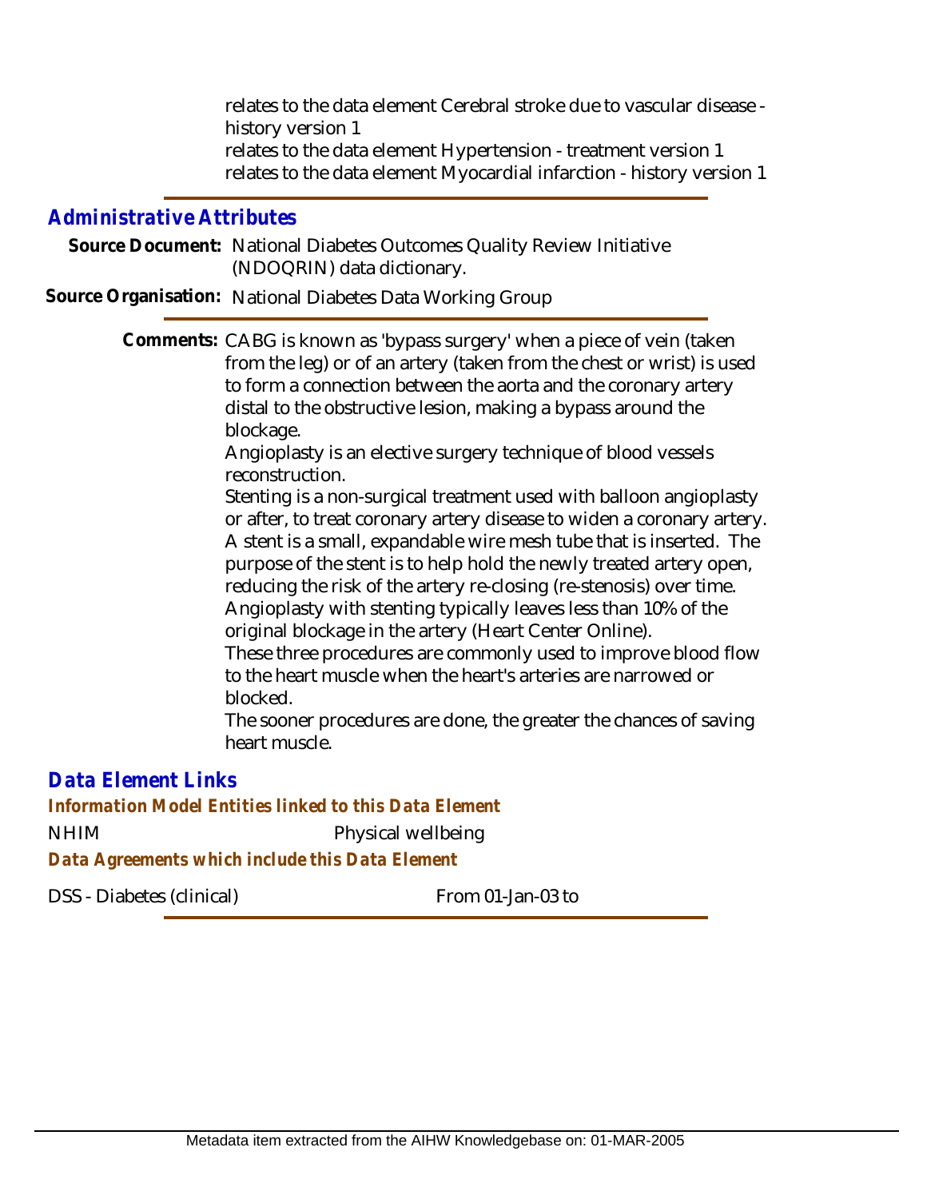relates to the data element Cerebral stroke due to vascular disease - history version 1
relates to the data element Hypertension - treatment version 1
relates to the data element Myocardial infarction - history version 1

## Administrative Attributes

**Source Document:** National Diabetes Outcomes Quality Review Initiative (NDOQRIN) data dictionary.

**Source Organisation:** National Diabetes Data Working Group

**Comments:** CABG is known as 'bypass surgery' when a piece of vein (taken from the leg) or of an artery (taken from the chest or wrist) is used to form a connection between the aorta and the coronary artery distal to the obstructive lesion, making a bypass around the blockage.
Angioplasty is an elective surgery technique of blood vessels reconstruction.
Stenting is a non-surgical treatment used with balloon angioplasty or after, to treat coronary artery disease to widen a coronary artery. A stent is a small, expandable wire mesh tube that is inserted. The purpose of the stent is to help hold the newly treated artery open, reducing the risk of the artery re-closing (re-stenosis) over time. Angioplasty with stenting typically leaves less than 10% of the original blockage in the artery (Heart Center Online).
These three procedures are commonly used to improve blood flow to the heart muscle when the heart's arteries are narrowed or blocked.
The sooner procedures are done, the greater the chances of saving heart muscle.

## Data Element Links

### Information Model Entities linked to this Data Element

| | |
|---|---|
| NHIM | Physical wellbeing |

### Data Agreements which include this Data Element

| | |
|---|---|
| DSS - Diabetes (clinical) | From 01-Jan-03 to |